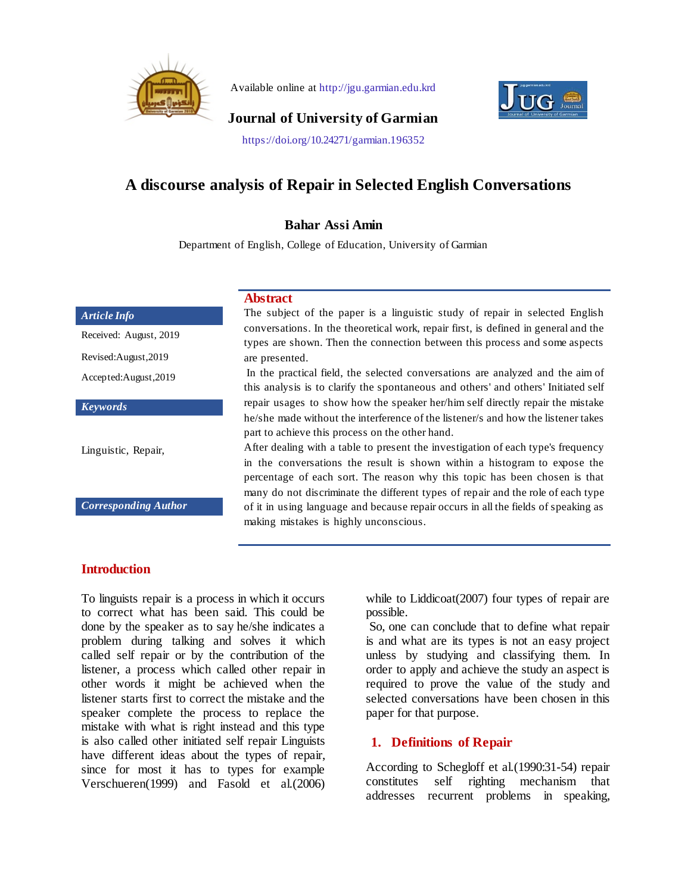Available online at http://jgu.garmian.edu.krd

**Journal of University of Garmian**

https://doi.org/10.24271/garmian.196352

# A discourse analysis of Repair in Selected English Conversations

**Bahar Assi Amin**

Department of English, College of Education, University of Garmian

***Article Info***

Received: August, 2019

Revised:August,2019

Accepted:August,2019

***Keywords***

Linguistic, Repair,

***Corresponding Author***

## Abstract

The subject of the paper is a linguistic study of repair in selected English conversations. In the theoretical work, repair first, is defined in general and the types are shown. Then the connection between this process and some aspects are presented.

In the practical field, the selected conversations are analyzed and the aim of this analysis is to clarify the spontaneous and others' and others' Initiated self repair usages to show how the speaker her/him self directly repair the mistake he/she made without the interference of the listener/s and how the listener takes part to achieve this process on the other hand.

After dealing with a table to present the investigation of each type's frequency in the conversations the result is shown within a histogram to expose the percentage of each sort. The reason why this topic has been chosen is that many do not discriminate the different types of repair and the role of each type of it in using language and because repair occurs in all the fields of speaking as making mistakes is highly unconscious.

## Introduction

To linguists repair is a process in which it occurs to correct what has been said. This could be done by the speaker as to say he/she indicates a problem during talking and solves it which called self repair or by the contribution of the listener, a process which called other repair in other words it might be achieved when the listener starts first to correct the mistake and the speaker complete the process to replace the mistake with what is right instead and this type is also called other initiated self repair Linguists have different ideas about the types of repair, since for most it has to types for example Verschueren(1999) and Fasold et al.(2006) while to Liddicoat(2007) four types of repair are possible.

So, one can conclude that to define what repair is and what are its types is not an easy project unless by studying and classifying them. In order to apply and achieve the study an aspect is required to prove the value of the study and selected conversations have been chosen in this paper for that purpose.

## 1. Definitions of Repair

According to Schegloff et al.(1990:31-54) repair constitutes self righting mechanism that addresses recurrent problems in speaking,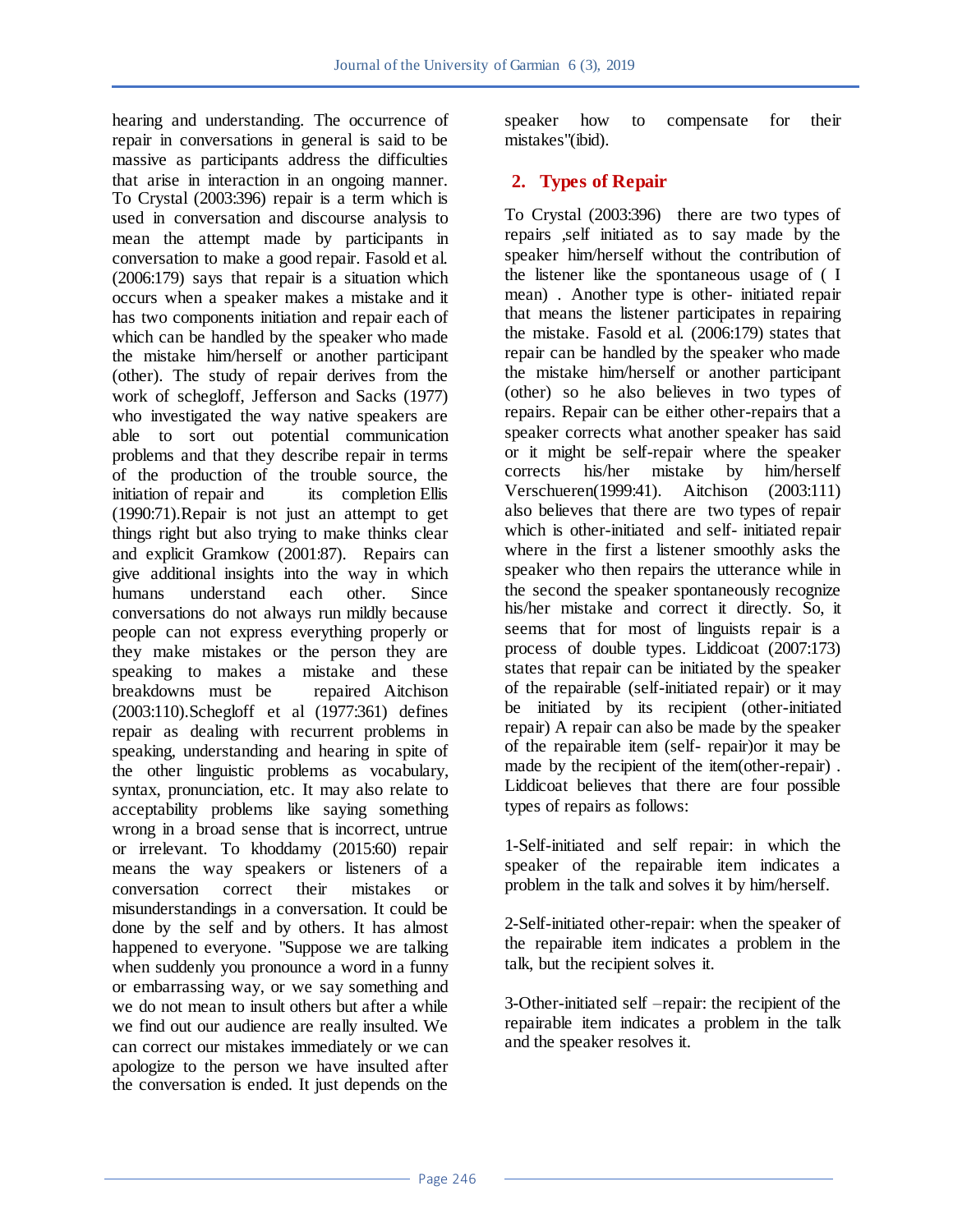hearing and understanding. The occurrence of repair in conversations in general is said to be massive as participants address the difficulties that arise in interaction in an ongoing manner. To Crystal (2003:396) repair is a term which is used in conversation and discourse analysis to mean the attempt made by participants in conversation to make a good repair. Fasold et al. (2006:179) says that repair is a situation which occurs when a speaker makes a mistake and it has two components initiation and repair each of which can be handled by the speaker who made the mistake him/herself or another participant (other). The study of repair derives from the work of schegloff, Jefferson and Sacks (1977) who investigated the way native speakers are able to sort out potential communication problems and that they describe repair in terms of the production of the trouble source, the initiation of repair and its completion Ellis (1990:71).Repair is not just an attempt to get things right but also trying to make thinks clear and explicit Gramkow (2001:87). Repairs can give additional insights into the way in which humans understand each other. Since conversations do not always run mildly because people can not express everything properly or they make mistakes or the person they are speaking to makes a mistake and these breakdowns must be repaired Aitchison (2003:110).Schegloff et al (1977:361) defines repair as dealing with recurrent problems in speaking, understanding and hearing in spite of the other linguistic problems as vocabulary, syntax, pronunciation, etc. It may also relate to acceptability problems like saying something wrong in a broad sense that is incorrect, untrue or irrelevant. To khoddamy (2015:60) repair means the way speakers or listeners of a conversation correct their mistakes or misunderstandings in a conversation. It could be done by the self and by others. It has almost happened to everyone. "Suppose we are talking when suddenly you pronounce a word in a funny or embarrassing way, or we say something and we do not mean to insult others but after a while we find out our audience are really insulted. We can correct our mistakes immediately or we can apologize to the person we have insulted after the conversation is ended. It just depends on the speaker how to compensate for their mistakes"(ibid).

## 2. Types of Repair

To Crystal (2003:396) there are two types of repairs ,self initiated as to say made by the speaker him/herself without the contribution of the listener like the spontaneous usage of ( I mean) . Another type is other- initiated repair that means the listener participates in repairing the mistake. Fasold et al. (2006:179) states that repair can be handled by the speaker who made the mistake him/herself or another participant (other) so he also believes in two types of repairs. Repair can be either other-repairs that a speaker corrects what another speaker has said or it might be self-repair where the speaker corrects his/her mistake by him/herself Verschueren(1999:41). Aitchison (2003:111) also believes that there are two types of repair which is other-initiated and self- initiated repair where in the first a listener smoothly asks the speaker who then repairs the utterance while in the second the speaker spontaneously recognize his/her mistake and correct it directly. So, it seems that for most of linguists repair is a process of double types. Liddicoat (2007:173) states that repair can be initiated by the speaker of the repairable (self-initiated repair) or it may be initiated by its recipient (other-initiated repair) A repair can also be made by the speaker of the repairable item (self- repair)or it may be made by the recipient of the item(other-repair) . Liddicoat believes that there are four possible types of repairs as follows:

1-Self-initiated and self repair: in which the speaker of the repairable item indicates a problem in the talk and solves it by him/herself.

2-Self-initiated other-repair: when the speaker of the repairable item indicates a problem in the talk, but the recipient solves it.

3-Other-initiated self –repair: the recipient of the repairable item indicates a problem in the talk and the speaker resolves it.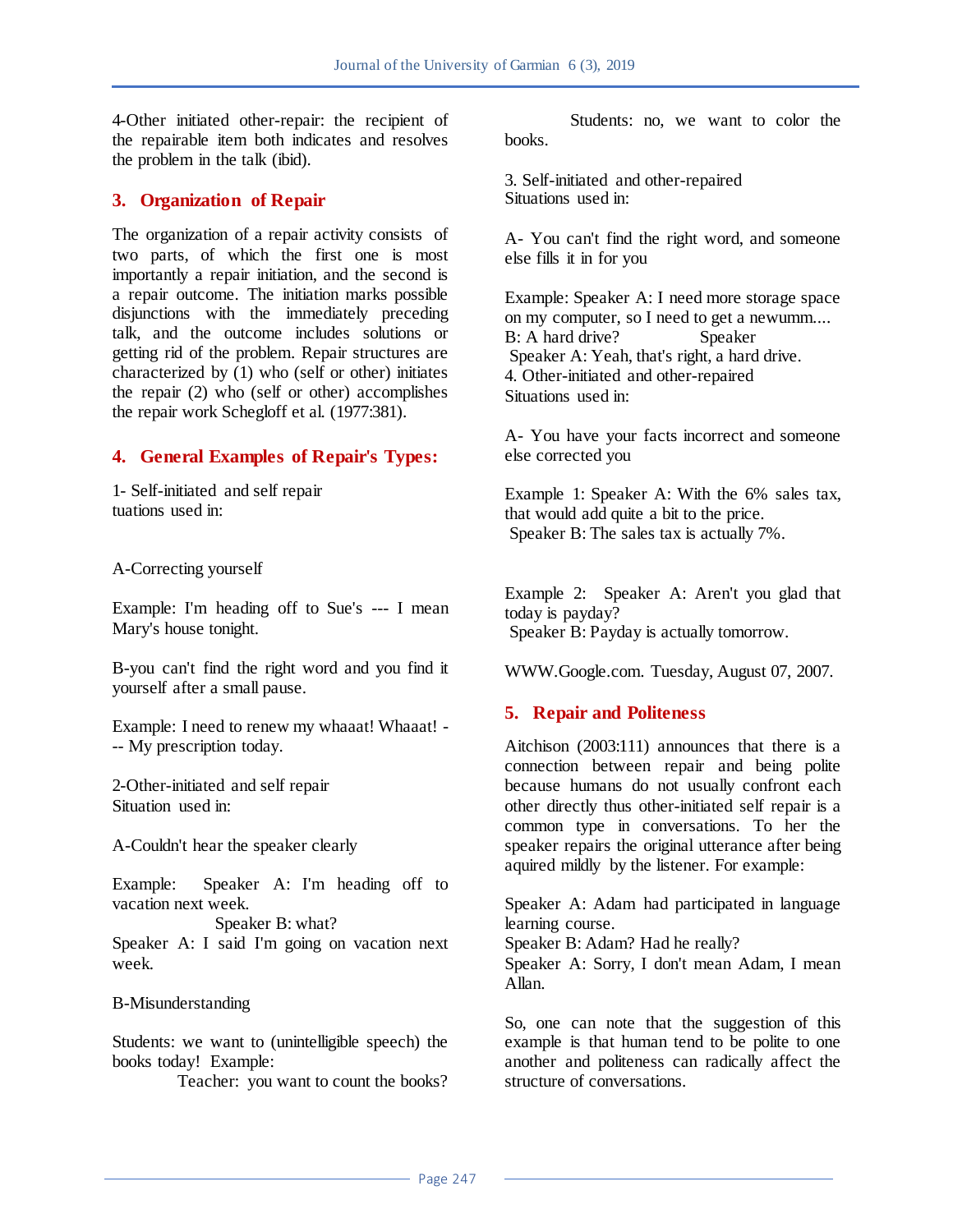4-Other initiated other-repair: the recipient of the repairable item both indicates and resolves the problem in the talk (ibid).

## 3. Organization of Repair

The organization of a repair activity consists of two parts, of which the first one is most importantly a repair initiation, and the second is a repair outcome. The initiation marks possible disjunctions with the immediately preceding talk, and the outcome includes solutions or getting rid of the problem. Repair structures are characterized by (1) who (self or other) initiates the repair (2) who (self or other) accomplishes the repair work Schegloff et al. (1977:381).

## 4. General Examples of Repair's Types:

1- Self-initiated and self repair
tuations used in:

A-Correcting yourself

Example: I'm heading off to Sue's --- I mean Mary's house tonight.

B-you can't find the right word and you find it yourself after a small pause.

Example: I need to renew my whaaat! Whaaat! --- My prescription today.

2-Other-initiated and self repair
Situation used in:

A-Couldn't hear the speaker clearly

Example: Speaker A: I'm heading off to vacation next week.
Speaker B: what?
Speaker A: I said I'm going on vacation next week.

B-Misunderstanding

Students: we want to (unintelligible speech) the books today! Example:
Teacher: you want to count the books?
Students: no, we want to color the books.

3. Self-initiated and other-repaired
Situations used in:

A- You can't find the right word, and someone else fills it in for you

Example: Speaker A: I need more storage space on my computer, so I need to get a newumm....
B: A hard drive? Speaker
Speaker A: Yeah, that's right, a hard drive.

4. Other-initiated and other-repaired
Situations used in:

A- You have your facts incorrect and someone else corrected you

Example 1: Speaker A: With the 6% sales tax, that would add quite a bit to the price.
Speaker B: The sales tax is actually 7%.

Example 2: Speaker A: Aren't you glad that today is payday?
Speaker B: Payday is actually tomorrow.

WWW.Google.com. Tuesday, August 07, 2007.

## 5. Repair and Politeness

Aitchison (2003:111) announces that there is a connection between repair and being polite because humans do not usually confront each other directly thus other-initiated self repair is a common type in conversations. To her the speaker repairs the original utterance after being aquired mildly by the listener. For example:

Speaker A: Adam had participated in language learning course.
Speaker B: Adam? Had he really?
Speaker A: Sorry, I don't mean Adam, I mean Allan.

So, one can note that the suggestion of this example is that human tend to be polite to one another and politeness can radically affect the structure of conversations.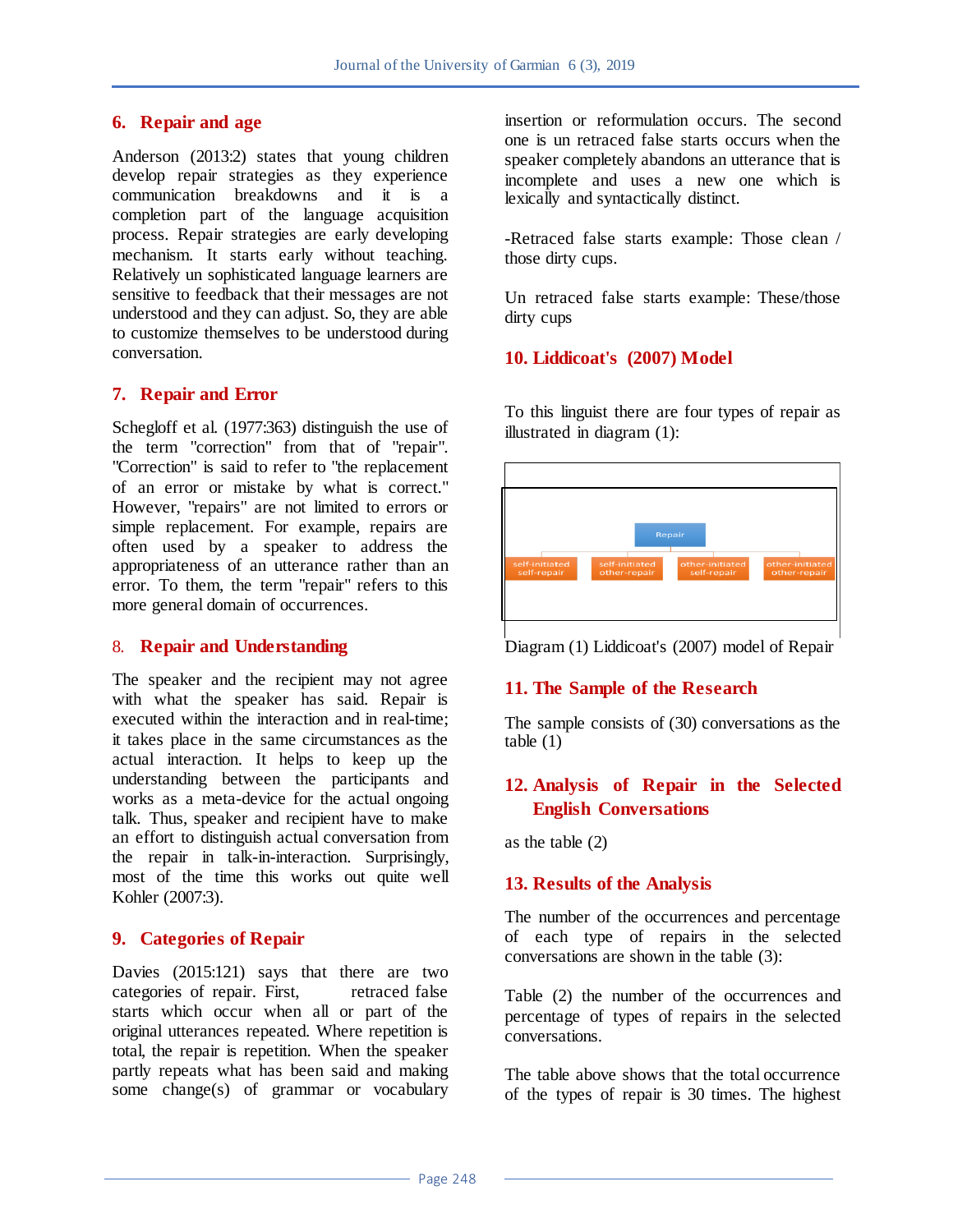## 6. Repair and age

Anderson (2013:2) states that young children develop repair strategies as they experience communication breakdowns and it is a completion part of the language acquisition process. Repair strategies are early developing mechanism. It starts early without teaching. Relatively un sophisticated language learners are sensitive to feedback that their messages are not understood and they can adjust. So, they are able to customize themselves to be understood during conversation.

## 7. Repair and Error

Schegloff et al. (1977:363) distinguish the use of the term "correction" from that of "repair". "Correction" is said to refer to "the replacement of an error or mistake by what is correct." However, "repairs" are not limited to errors or simple replacement. For example, repairs are often used by a speaker to address the appropriateness of an utterance rather than an error. To them, the term "repair" refers to this more general domain of occurrences.

## 8. Repair and Understanding

The speaker and the recipient may not agree with what the speaker has said. Repair is executed within the interaction and in real-time; it takes place in the same circumstances as the actual interaction. It helps to keep up the understanding between the participants and works as a meta-device for the actual ongoing talk. Thus, speaker and recipient have to make an effort to distinguish actual conversation from the repair in talk-in-interaction. Surprisingly, most of the time this works out quite well Kohler (2007:3).

## 9. Categories of Repair

Davies (2015:121) says that there are two categories of repair. First, retraced false starts which occur when all or part of the original utterances repeated. Where repetition is total, the repair is repetition. When the speaker partly repeats what has been said and making some change(s) of grammar or vocabulary insertion or reformulation occurs. The second one is un retraced false starts occurs when the speaker completely abandons an utterance that is incomplete and uses a new one which is lexically and syntactically distinct.

-Retraced false starts example: Those clean / those dirty cups.

Un retraced false starts example: These/those dirty cups

## 10. Liddicoat's (2007) Model

To this linguist there are four types of repair as illustrated in diagram (1):

Repair
- self-initiated self-repair
- self-initiated other-repair
- other-initiated self-repair
- other-initiated other-repair

Diagram (1) Liddicoat's (2007) model of Repair

## 11. The Sample of the Research

The sample consists of (30) conversations as the table (1)

## 12. Analysis of Repair in the Selected English Conversations

as the table (2)

## 13. Results of the Analysis

The number of the occurrences and percentage of each type of repairs in the selected conversations are shown in the table (3):

Table (2) the number of the occurrences and percentage of types of repairs in the selected conversations.

The table above shows that the total occurrence of the types of repair is 30 times. The highest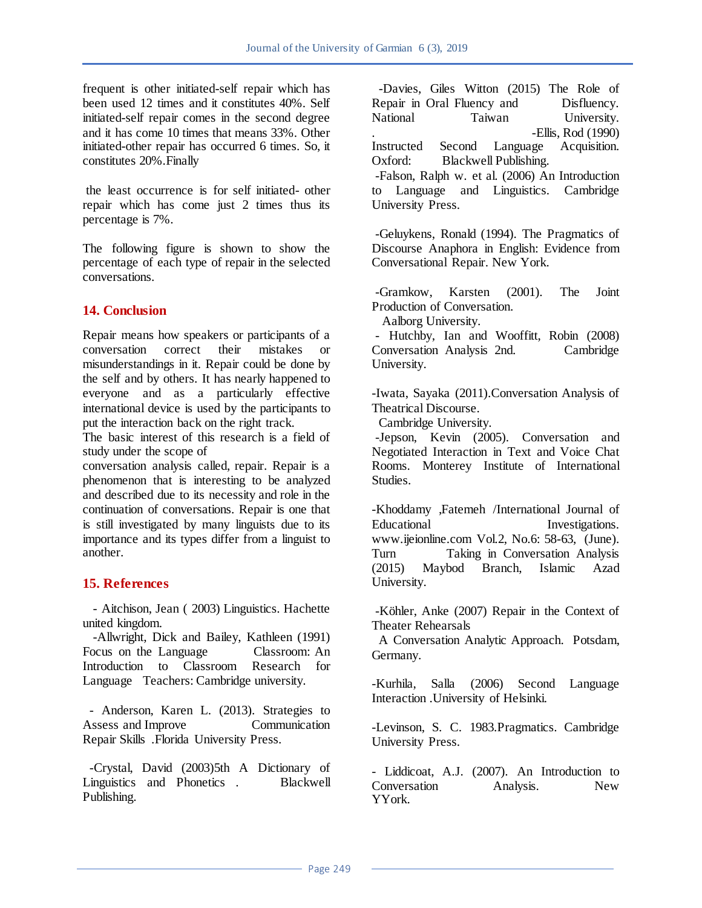frequent is other initiated-self repair which has been used 12 times and it constitutes 40%. Self initiated-self repair comes in the second degree and it has come 10 times that means 33%. Other initiated-other repair has occurred 6 times. So, it constitutes 20%.Finally

the least occurrence is for self initiated- other repair which has come just 2 times thus its percentage is 7%.

The following figure is shown to show the percentage of each type of repair in the selected conversations.

## 14. Conclusion

Repair means how speakers or participants of a conversation correct their mistakes or misunderstandings in it. Repair could be done by the self and by others. It has nearly happened to everyone and as a particularly effective international device is used by the participants to put the interaction back on the right track.
The basic interest of this research is a field of study under the scope of
conversation analysis called, repair. Repair is a phenomenon that is interesting to be analyzed and described due to its necessity and role in the continuation of conversations. Repair is one that is still investigated by many linguists due to its importance and its types differ from a linguist to another.

## 15. References

- Aitchison, Jean ( 2003) Linguistics. Hachette united kingdom.

-Allwright, Dick and Bailey, Kathleen (1991) Focus on the Language Classroom: An Introduction to Classroom Research for Language Teachers: Cambridge university.

- Anderson, Karen L. (2013). Strategies to Assess and Improve Communication Repair Skills .Florida University Press.

-Crystal, David (2003)5th A Dictionary of Linguistics and Phonetics . Blackwell Publishing.

-Davies, Giles Witton (2015) The Role of Repair in Oral Fluency and Disfluency. National Taiwan University.

-Ellis, Rod (1990) Instructed Second Language Acquisition. Oxford: Blackwell Publishing.

-Falson, Ralph w. et al. (2006) An Introduction to Language and Linguistics. Cambridge University Press.

-Geluykens, Ronald (1994). The Pragmatics of Discourse Anaphora in English: Evidence from Conversational Repair. New York.

-Gramkow, Karsten (2001). The Joint Production of Conversation.
Aalborg University.

- Hutchby, Ian and Wooffitt, Robin (2008) Conversation Analysis 2nd. Cambridge University.

-Iwata, Sayaka (2011).Conversation Analysis of Theatrical Discourse.
Cambridge University.

-Jepson, Kevin (2005). Conversation and Negotiated Interaction in Text and Voice Chat Rooms. Monterey Institute of International Studies.

-Khoddamy ,Fatemeh /International Journal of Educational Investigations. www.ijeionline.com Vol.2, No.6: 58-63, (June). Turn Taking in Conversation Analysis (2015) Maybod Branch, Islamic Azad University.

-Köhler, Anke (2007) Repair in the Context of Theater Rehearsals
A Conversation Analytic Approach. Potsdam, Germany.

-Kurhila, Salla (2006) Second Language Interaction .University of Helsinki.

-Levinson, S. C. 1983.Pragmatics. Cambridge University Press.

- Liddicoat, A.J. (2007). An Introduction to Conversation Analysis. New YYork.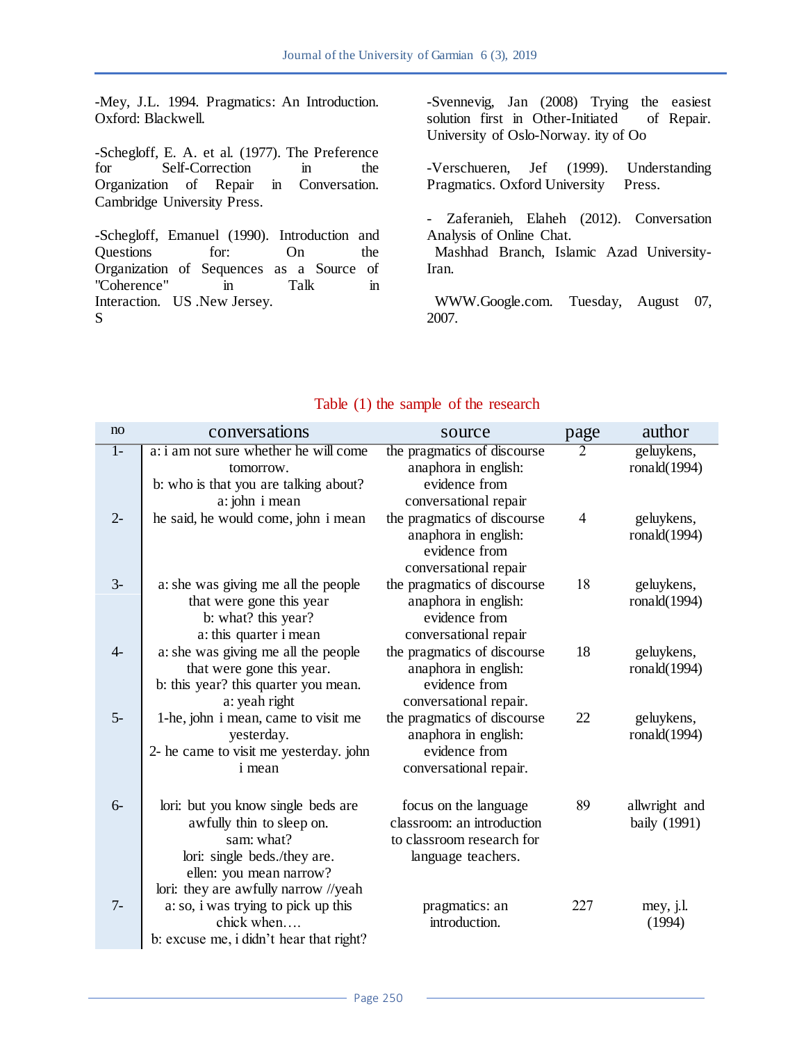-Mey, J.L. 1994. Pragmatics: An Introduction. Oxford: Blackwell.

-Schegloff, E. A. et al. (1977). The Preference for Self-Correction in the Organization of Repair in Conversation. Cambridge University Press.

-Schegloff, Emanuel (1990). Introduction and Questions for: On the Organization of Sequences as a Source of "Coherence" in Talk in Interaction. US .New Jersey.
S

-Svennevig, Jan (2008) Trying the easiest solution first in Other-Initiated of Repair. University of Oslo-Norway. ity of Oo

-Verschueren, Jef (1999). Understanding Pragmatics. Oxford University Press.

- Zaferanieh, Elaheh (2012). Conversation Analysis of Online Chat.
Mashhad Branch, Islamic Azad University-Iran.

WWW.Google.com. Tuesday, August 07, 2007.

Table (1) the sample of the research

| no | conversations | source | page | author |
|---|---|---|---|---|
| 1- | a: i am not sure whether he will come tomorrow.<br>b: who is that you are talking about?<br>a: john i mean | the pragmatics of discourse anaphora in english: evidence from conversational repair | 2 | geluykens, ronald(1994) |
| 2- | he said, he would come, john i mean | the pragmatics of discourse anaphora in english: evidence from conversational repair | 4 | geluykens, ronald(1994) |
| 3- | a: she was giving me all the people that were gone this year<br>b: what? this year?<br>a: this quarter i mean | the pragmatics of discourse anaphora in english: evidence from conversational repair | 18 | geluykens, ronald(1994) |
| 4- | a: she was giving me all the people that were gone this year.<br>b: this year? this quarter you mean.<br>a: yeah right | the pragmatics of discourse anaphora in english: evidence from conversational repair. | 18 | geluykens, ronald(1994) |
| 5- | 1-he, john i mean, came to visit me yesterday.<br>2- he came to visit me yesterday. john i mean | the pragmatics of discourse anaphora in english: evidence from conversational repair. | 22 | geluykens, ronald(1994) |
| 6- | lori: but you know single beds are awfully thin to sleep on.<br>sam: what?<br>lori: single beds./they are.<br>ellen: you mean narrow?<br>lori: they are awfully narrow //yeah | focus on the language classroom: an introduction to classroom research for language teachers. | 89 | allwright and baily (1991) |
| 7- | a: so, i was trying to pick up this chick when….<br>b: excuse me, i didn't hear that right? | pragmatics: an introduction. | 227 | mey, j.l. (1994) |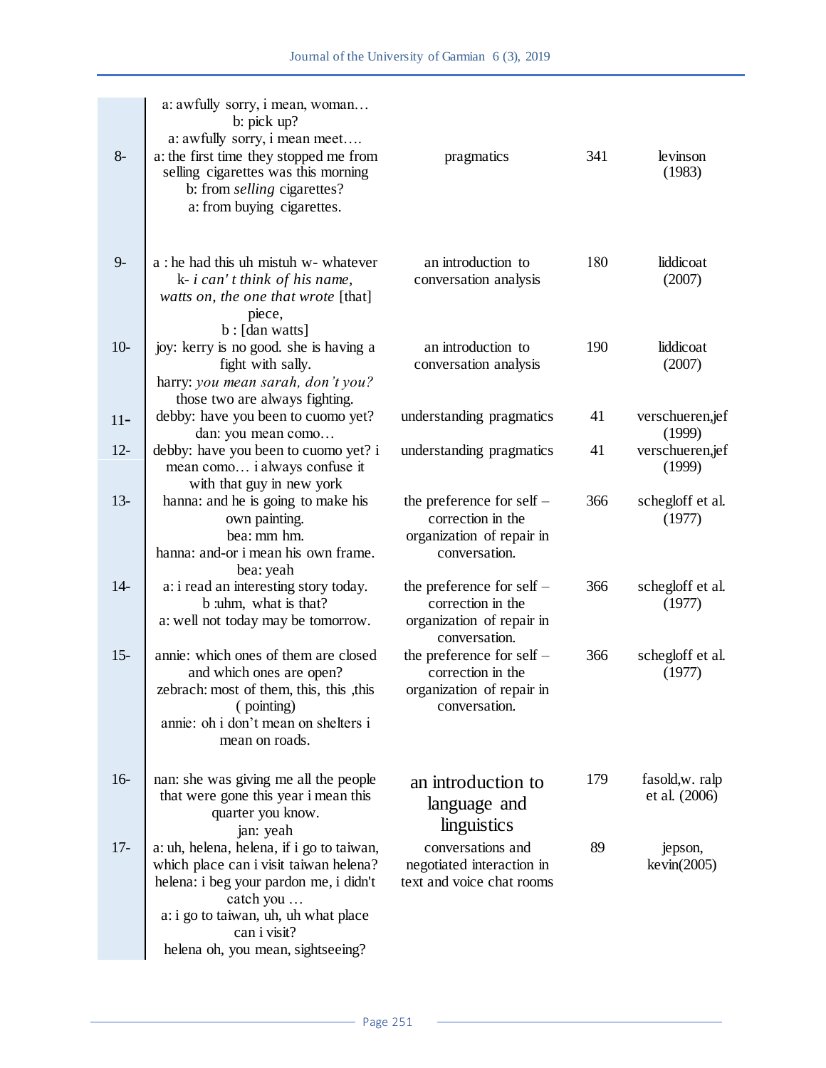| | | | | |
|---|---|---|---|---|
| 8- | a: awfully sorry, i mean, woman… b: pick up? a: awfully sorry, i mean meet…. a: the first time they stopped me from selling cigarettes was this morning b: from *selling* cigarettes? a: from buying cigarettes. | pragmatics | 341 | levinson (1983) |
| 9- | a : he had this uh mistuh w- whatever k- *i can' t think of his name, watts on, the one that wrote* [that] piece, b : [dan watts] | an introduction to conversation analysis | 180 | liddicoat (2007) |
| 10- | joy: kerry is no good. she is having a fight with sally. harry: *you mean sarah, don't you?* those two are always fighting. | an introduction to conversation analysis | 190 | liddicoat (2007) |
| 11- | debby: have you been to cuomo yet? dan: you mean como… | understanding pragmatics | 41 | verschueren,jef (1999) |
| 12- | debby: have you been to cuomo yet? i mean como… i always confuse it with that guy in new york | understanding pragmatics | 41 | verschueren,jef (1999) |
| 13- | hanna: and he is going to make his own painting. bea: mm hm. hanna: and-or i mean his own frame. bea: yeah | the preference for self – correction in the organization of repair in conversation. | 366 | schegloff et al. (1977) |
| 14- | a: i read an interesting story today. b :uhm, what is that? a: well not today may be tomorrow. | the preference for self – correction in the organization of repair in conversation. | 366 | schegloff et al. (1977) |
| 15- | annie: which ones of them are closed and which ones are open? zebrach: most of them, this, this ,this ( pointing) annie: oh i don't mean on shelters i mean on roads. | the preference for self – correction in the organization of repair in conversation. | 366 | schegloff et al. (1977) |
| 16- | nan: she was giving me all the people that were gone this year i mean this quarter you know. jan: yeah | an introduction to language and linguistics | 179 | fasold,w. ralp et al. (2006) |
| 17- | a: uh, helena, helena, if i go to taiwan, which place can i visit taiwan helena? helena: i beg your pardon me, i didn't catch you … a: i go to taiwan, uh, uh what place can i visit? helena oh, you mean, sightseeing? | conversations and negotiated interaction in text and voice chat rooms | 89 | jepson, kevin(2005) |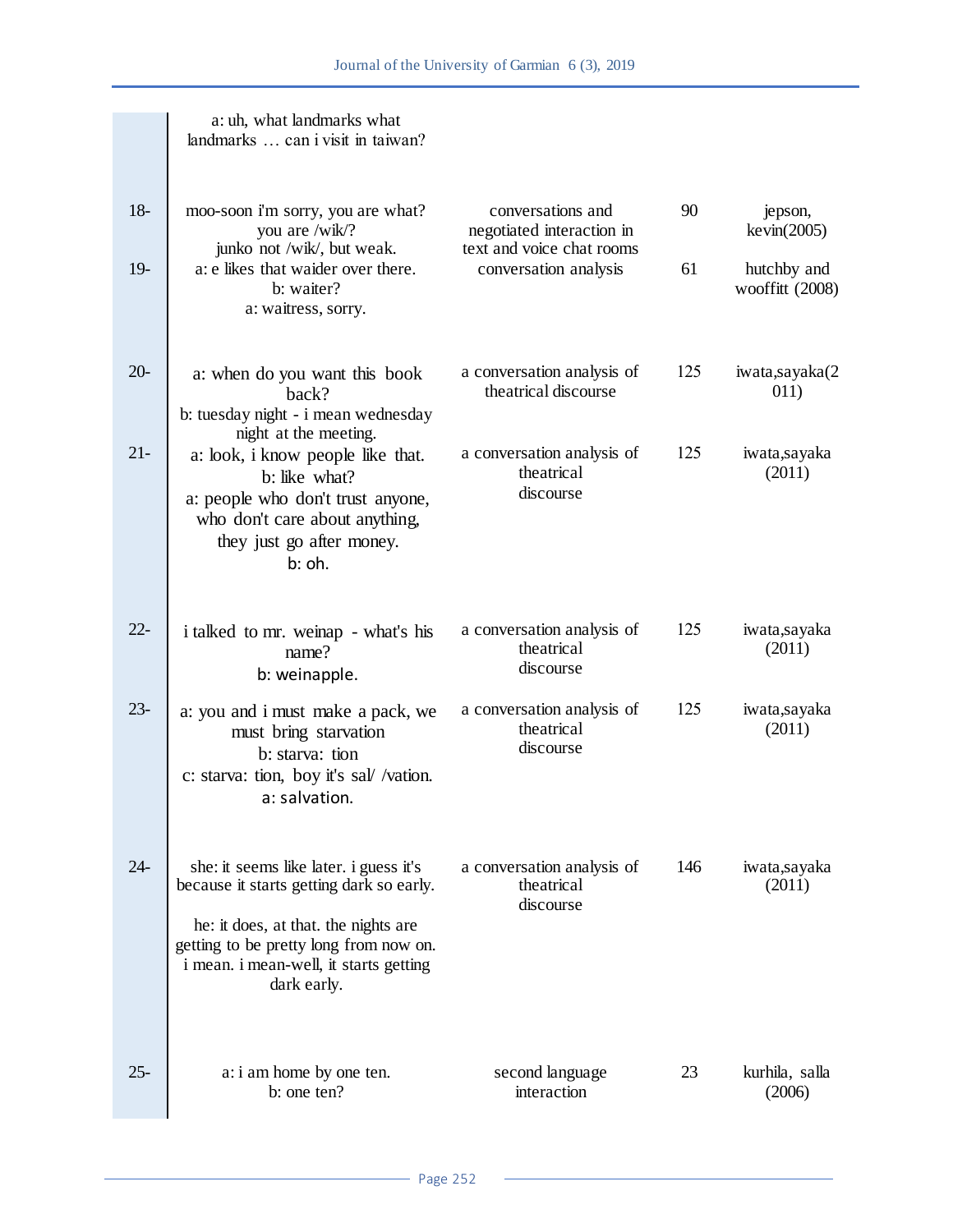| | | | | |
|---|---|---|---|---|
| | a: uh, what landmarks what landmarks … can i visit in taiwan? | | | |
| 18- | moo-soon i'm sorry, you are what? you are /wik/? junko not /wik/, but weak. | conversations and negotiated interaction in text and voice chat rooms | 90 | jepson, kevin(2005) |
| 19- | a: e likes that waider over there. b: waiter? a: waitress, sorry. | conversation analysis | 61 | hutchby and wooffitt (2008) |
| 20- | a: when do you want this book back? b: tuesday night - i mean wednesday night at the meeting. | a conversation analysis of theatrical discourse | 125 | iwata,sayaka(2011) |
| 21- | a: look, i know people like that. b: like what? a: people who don't trust anyone, who don't care about anything, they just go after money. b: oh. | a conversation analysis of theatrical discourse | 125 | iwata,sayaka (2011) |
| 22- | i talked to mr. weinap - what's his name? b: weinapple. | a conversation analysis of theatrical discourse | 125 | iwata,sayaka (2011) |
| 23- | a: you and i must make a pack, we must bring starvation b: starva: tion c: starva: tion, boy it's sal/ /vation. a: salvation. | a conversation analysis of theatrical discourse | 125 | iwata,sayaka (2011) |
| 24- | she: it seems like later. i guess it's because it starts getting dark so early. he: it does, at that. the nights are getting to be pretty long from now on. i mean. i mean-well, it starts getting dark early. | a conversation analysis of theatrical discourse | 146 | iwata,sayaka (2011) |
| 25- | a: i am home by one ten. b: one ten? | second language interaction | 23 | kurhila, salla (2006) |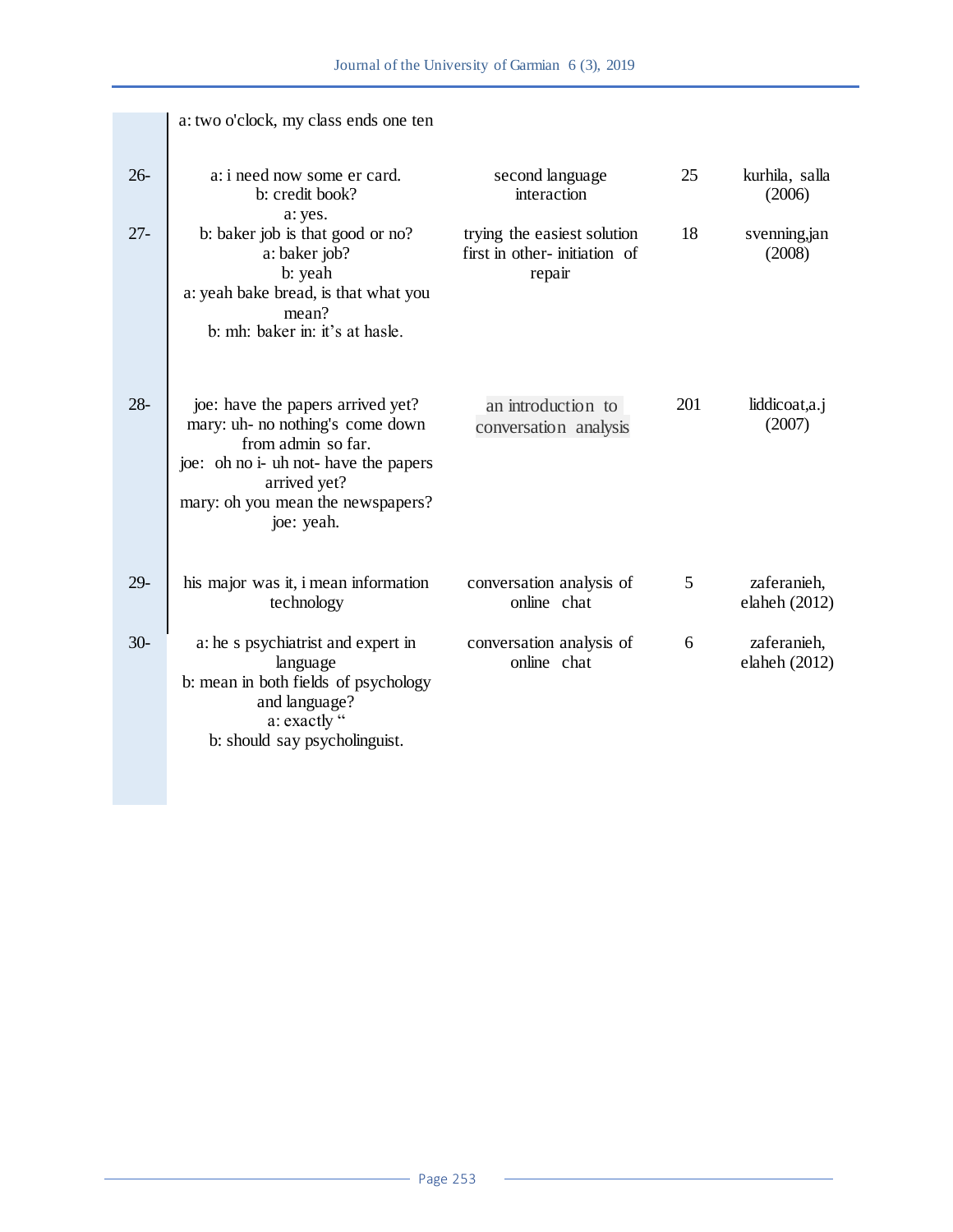| | | | | |
|---|---|---|---|---|
| | a: two o'clock, my class ends one ten | | | |
| 26- | a: i need now some er card.<br>b: credit book?<br>a: yes. | second language interaction | 25 | kurhila, salla (2006) |
| 27- | b: baker job is that good or no?<br>a: baker job?<br>b: yeah<br>a: yeah bake bread, is that what you mean?<br>b: mh: baker in: it's at hasle. | trying the easiest solution first in other- initiation of repair | 18 | svenning,jan (2008) |
| 28- | joe: have the papers arrived yet?<br>mary: uh- no nothing's come down from admin so far.<br>joe: oh no i- uh not- have the papers arrived yet?<br>mary: oh you mean the newspapers?<br>joe: yeah. | an introduction to conversation analysis | 201 | liddicoat,a.j (2007) |
| 29- | his major was it, i mean information technology | conversation analysis of online chat | 5 | zaferanieh, elaheh (2012) |
| 30- | a: he s psychiatrist and expert in language<br>b: mean in both fields of psychology and language?<br>a: exactly "<br>b: should say psycholinguist. | conversation analysis of online chat | 6 | zaferanieh, elaheh (2012) |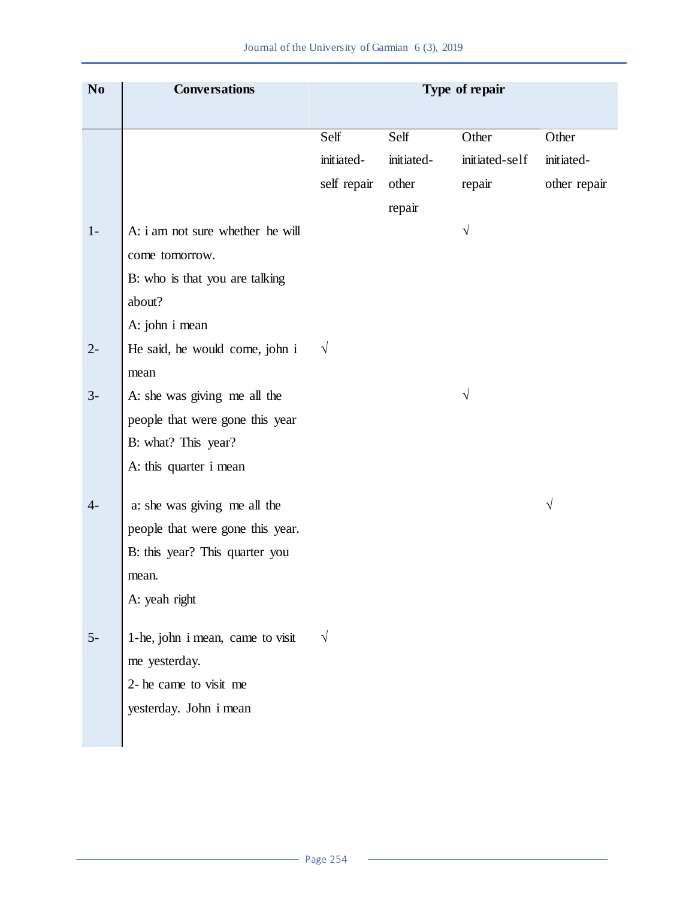| No | Conversations | Type of repair | | | |
|---|---|---|---|---|---|
| | | Self initiated-self repair | Self initiated-other repair | Other initiated-self repair | Other initiated-other repair |
| 1- | A: i am not sure whether he will come tomorrow.<br>B: who is that you are talking about?<br>A: john i mean | | | √ | |
| 2- | He said, he would come, john i mean | √ | | | |
| 3- | A: she was giving me all the people that were gone this year<br>B: what? This year?<br>A: this quarter i mean | | | √ | |
| 4- | a: she was giving me all the people that were gone this year.<br>B: this year? This quarter you mean.<br>A: yeah right | | | | √ |
| 5- | 1-he, john i mean, came to visit me yesterday.<br>2- he came to visit me yesterday. John i mean | √ | | | |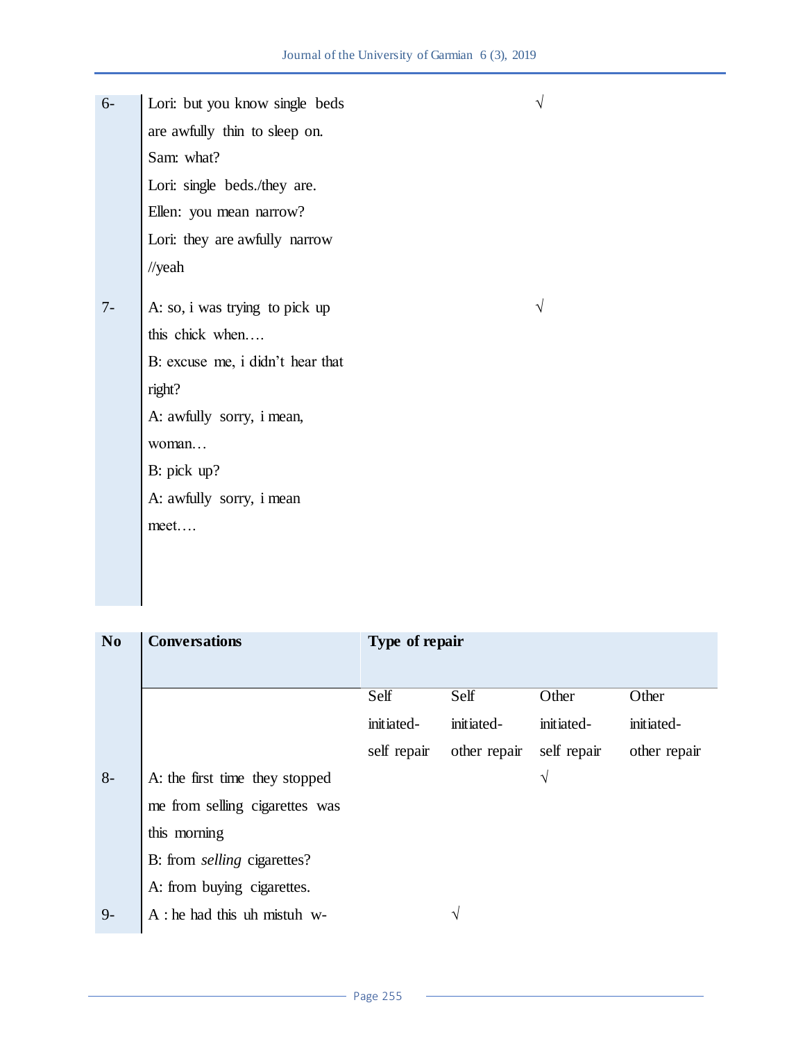| No | Conversations | Type of repair | | | |
|---|---|---|---|---|---|
| | | Self initiated-self repair | Self initiated-other repair | Other initiated-self repair | Other initiated-other repair |
| 6- | Lori: but you know single beds are awfully thin to sleep on.<br>Sam: what?<br>Lori: single beds./they are.<br>Ellen: you mean narrow?<br>Lori: they are awfully narrow //yeah | | | √ | |
| 7- | A: so, i was trying to pick up this chick when….<br>B: excuse me, i didn't hear that right?<br>A: awfully sorry, i mean, woman…<br>B: pick up?<br>A: awfully sorry, i mean meet…. | | | √ | |
| 8- | A: the first time they stopped me from selling cigarettes was this morning<br>B: from *selling* cigarettes?<br>A: from buying cigarettes. | | | √ | |
| 9- | A : he had this uh mistuh w- | | √ | | |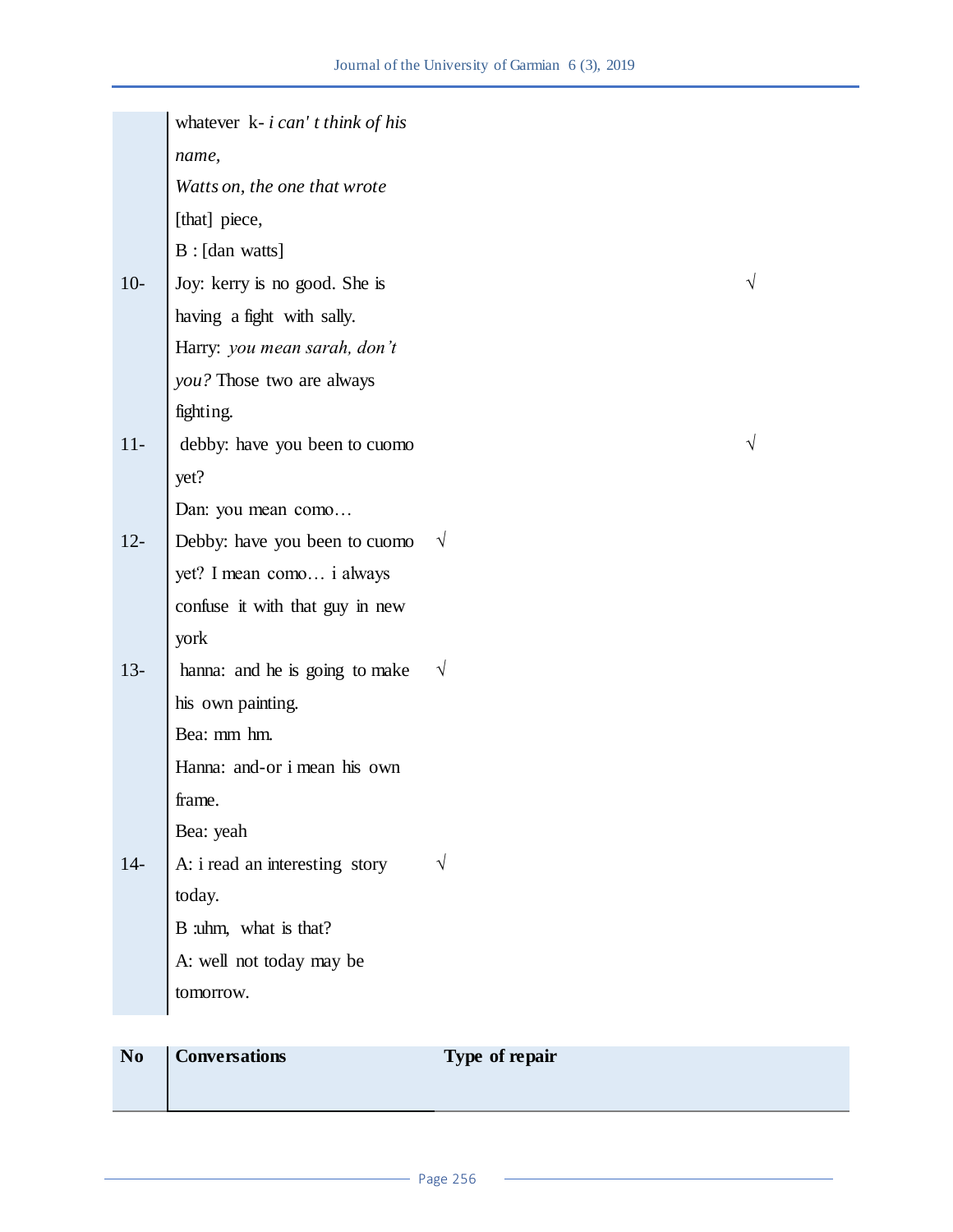| | | | | | |
|---|---|---|---|---|---|
| | whatever k- *i can' t think of his name,* *Watts on, the one that wrote* [that] piece, B : [dan watts] | | | | |
| 10- | Joy: kerry is no good. She is having a fight with sally. Harry: *you mean sarah, don't you?* Those two are always fighting. | | | | √ |
| 11- | debby: have you been to cuomo yet? Dan: you mean como… | | | | √ |
| 12- | Debby: have you been to cuomo yet? I mean como… i always confuse it with that guy in new york | √ | | | |
| 13- | hanna: and he is going to make his own painting. Bea: mm hm. Hanna: and-or i mean his own frame. Bea: yeah | √ | | | |
| 14- | A: i read an interesting story today. B :uhm, what is that? A: well not today may be tomorrow. | √ | | | |

| No | Conversations | Type of repair |
|---|---|---|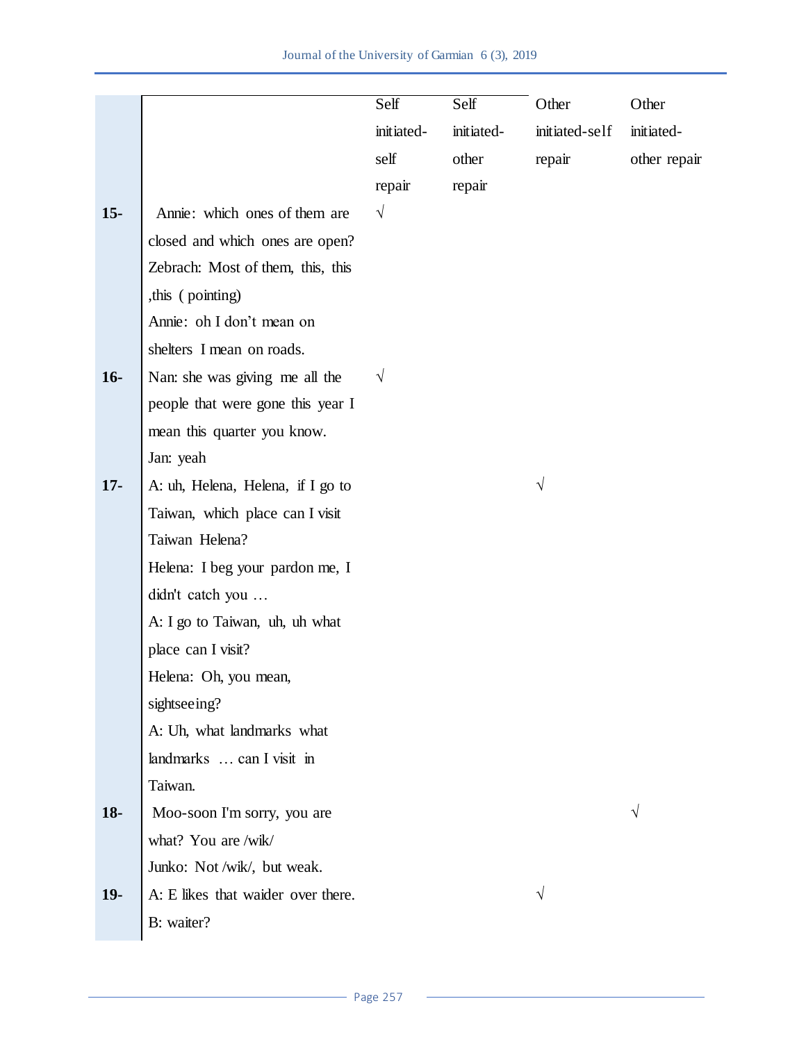| | | Self initiated-self repair | Self initiated-other repair | Other initiated-self repair | Other initiated-other repair |
|---|---|---|---|---|---|
| 15- | Annie: which ones of them are closed and which ones are open? Zebrach: Most of them, this, this ,this ( pointing) Annie: oh I don't mean on shelters I mean on roads. | √ | | | |
| 16- | Nan: she was giving me all the people that were gone this year I mean this quarter you know. Jan: yeah | √ | | | |
| 17- | A: uh, Helena, Helena, if I go to Taiwan, which place can I visit Taiwan Helena? Helena: I beg your pardon me, I didn't catch you … A: I go to Taiwan, uh, uh what place can I visit? Helena: Oh, you mean, sightseeing? A: Uh, what landmarks what landmarks … can I visit in Taiwan. | | | √ | |
| 18- | Moo-soon I'm sorry, you are what? You are /wik/ Junko: Not /wik/, but weak. | | | | √ |
| 19- | A: E likes that waider over there. B: waiter? | | | √ | |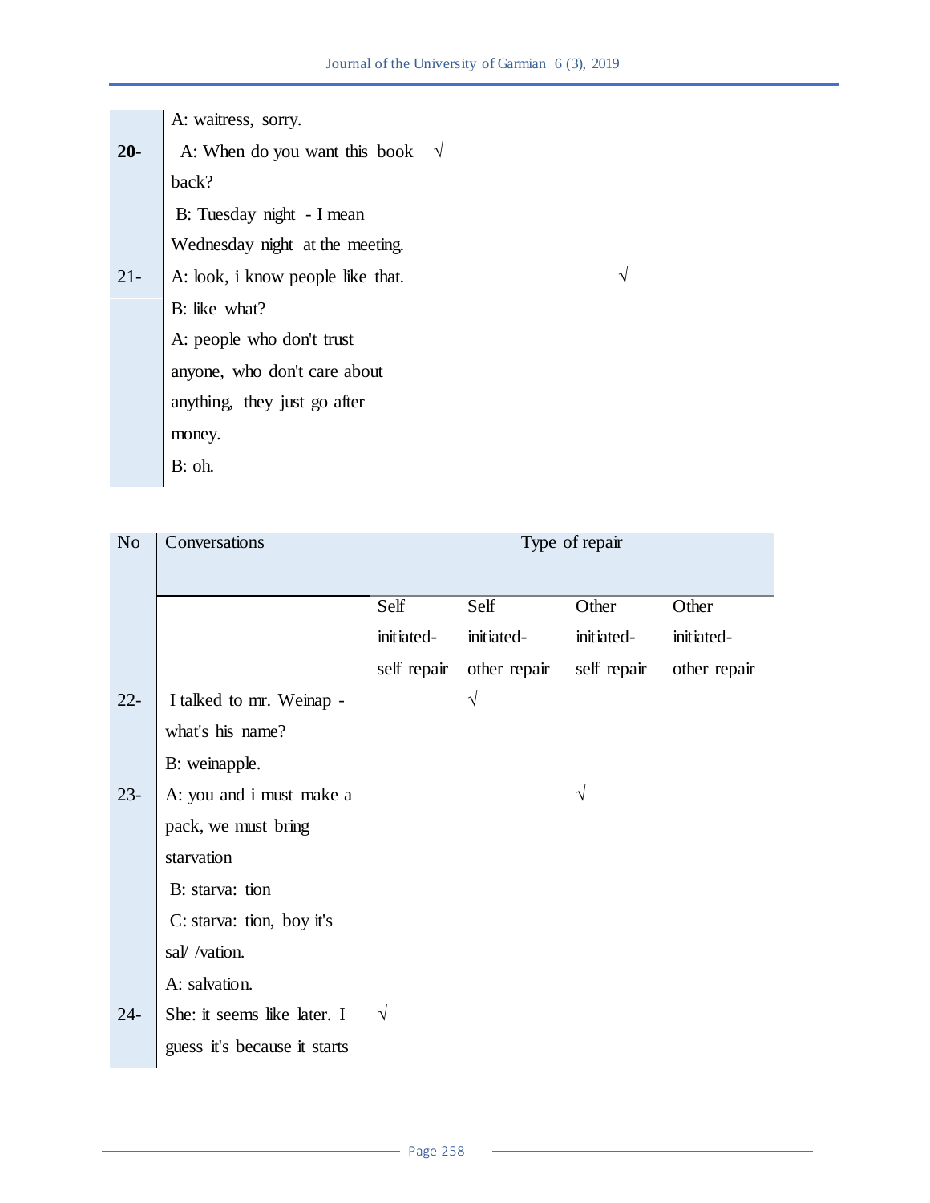| | A: waitress, sorry. | | | | |
|---|---|---|---|---|---|
| **20-** | A: When do you want this book back? B: Tuesday night - I mean Wednesday night at the meeting. | √ | | | |
| 21- | A: look, i know people like that. B: like what? A: people who don't trust anyone, who don't care about anything, they just go after money. B: oh. | | | √ | |

| No | Conversations | Type of repair | | | |
|---|---|---|---|---|---|
| | | Self initiated-self repair | Self initiated-other repair | Other initiated-self repair | Other initiated-other repair |
| 22- | I talked to mr. Weinap - what's his name? B: weinapple. | | √ | | |
| 23- | A: you and i must make a pack, we must bring starvation B: starva: tion C: starva: tion, boy it's sal/ /vation. A: salvation. | | | √ | |
| 24- | She: it seems like later. I guess it's because it starts | √ | | | |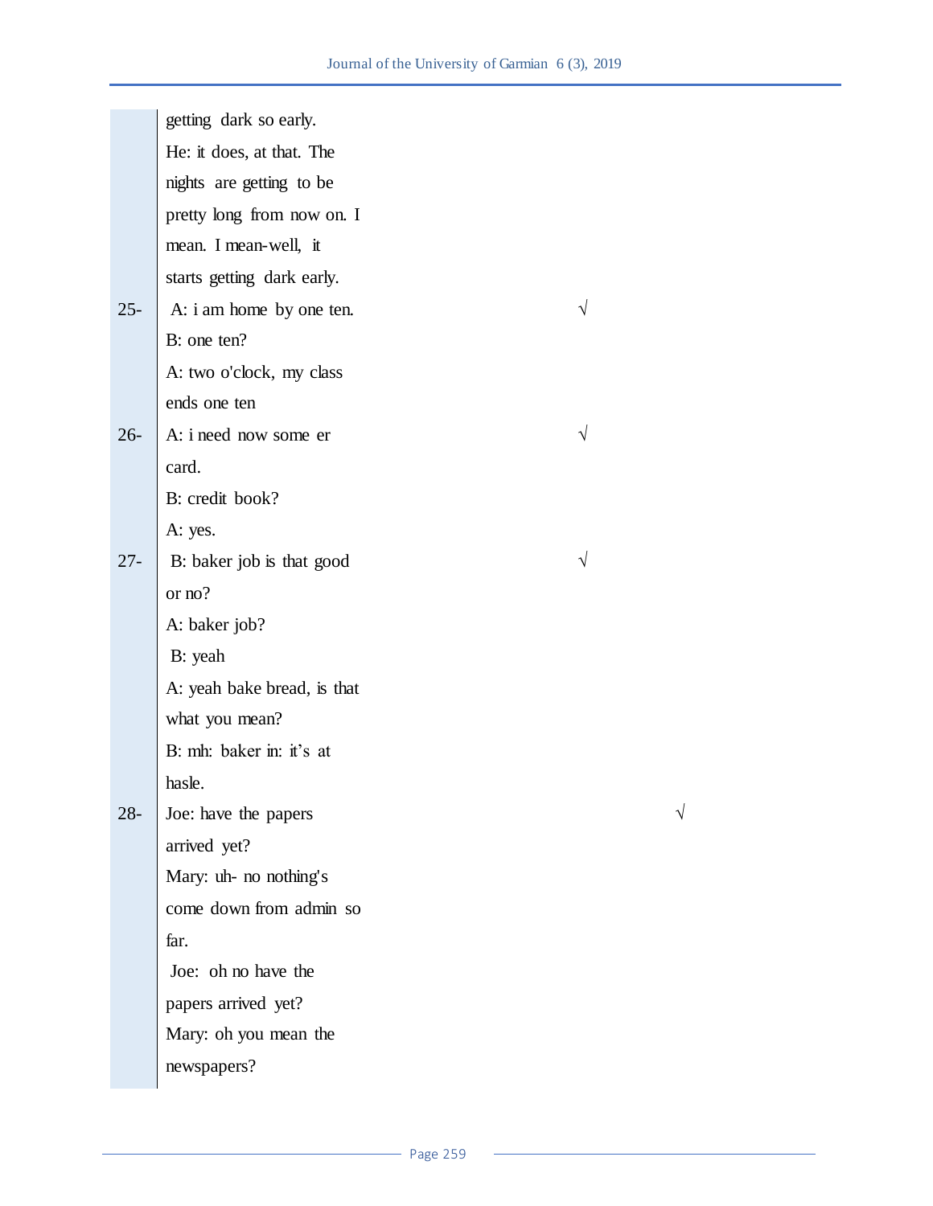| | | | |
|---|---|---|---|
| | getting dark so early.<br>He: it does, at that. The nights are getting to be pretty long from now on. I mean. I mean-well, it starts getting dark early. | | |
| 25- | A: i am home by one ten.<br>B: one ten?<br>A: two o'clock, my class ends one ten | √ | |
| 26- | A: i need now some er card.<br>B: credit book?<br>A: yes. | √ | |
| 27- | B: baker job is that good or no?<br>A: baker job?<br>B: yeah<br>A: yeah bake bread, is that what you mean?<br>B: mh: baker in: it’s at hasle. | √ | |
| 28- | Joe: have the papers arrived yet?<br>Mary: uh- no nothing's come down from admin so far.<br>Joe: oh no have the papers arrived yet?<br>Mary: oh you mean the newspapers? | | √ |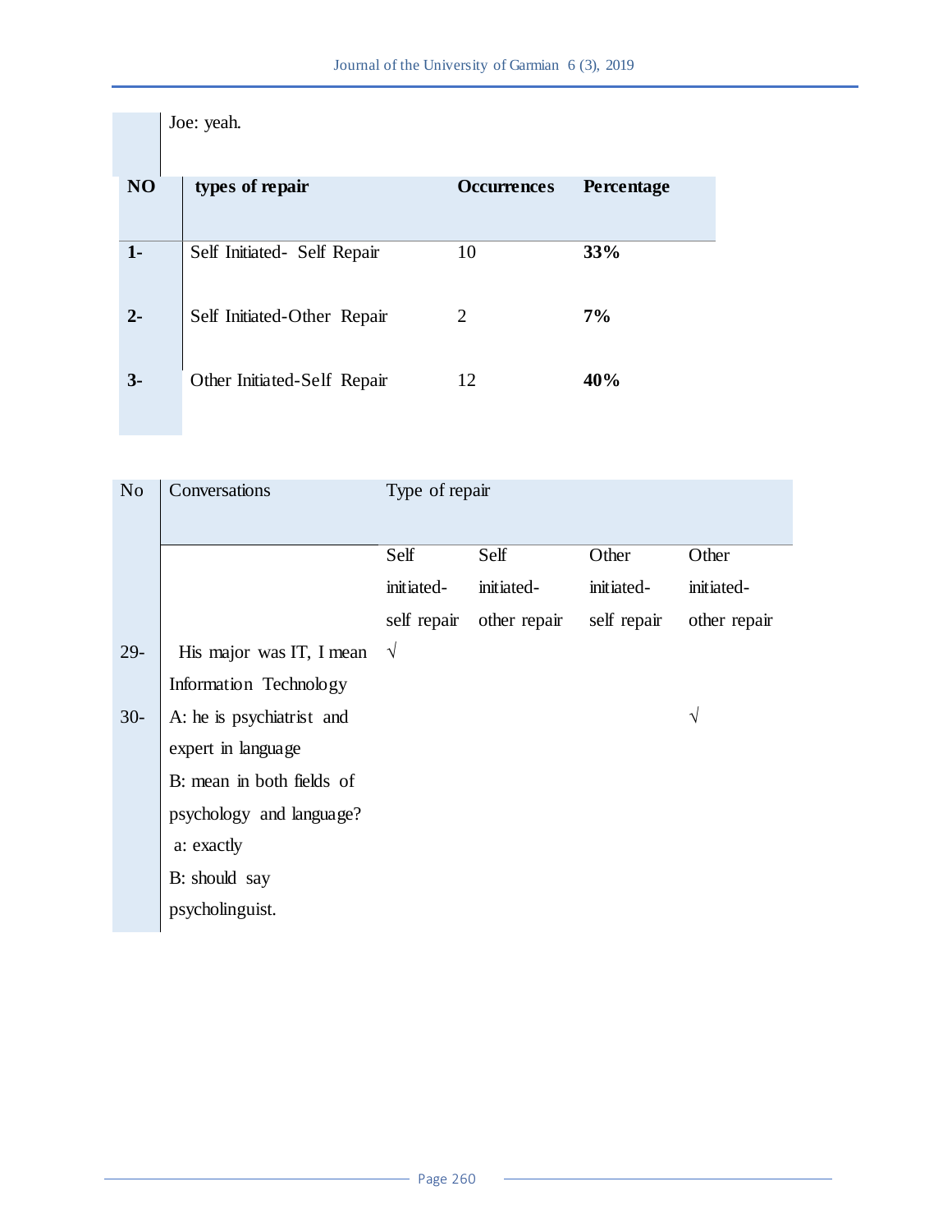Joe: yeah.

| NO | types of repair | Occurrences | Percentage |
|---|---|---|---|
| 1- | Self Initiated- Self Repair | 10 | **33%** |
| 2- | Self Initiated-Other Repair | 2 | **7%** |
| 3- | Other Initiated-Self Repair | 12 | **40%** |

| No | Conversations | Type of repair | | | |
|---|---|---|---|---|---|
| | | Self initiated-self repair | Self initiated-other repair | Other initiated-self repair | Other initiated-other repair |
| 29- | His major was IT, I mean Information Technology | √ | | | |
| 30- | A: he is psychiatrist and expert in language<br>B: mean in both fields of psychology and language?<br>a: exactly<br>B: should say psycholinguist. | | | | √ |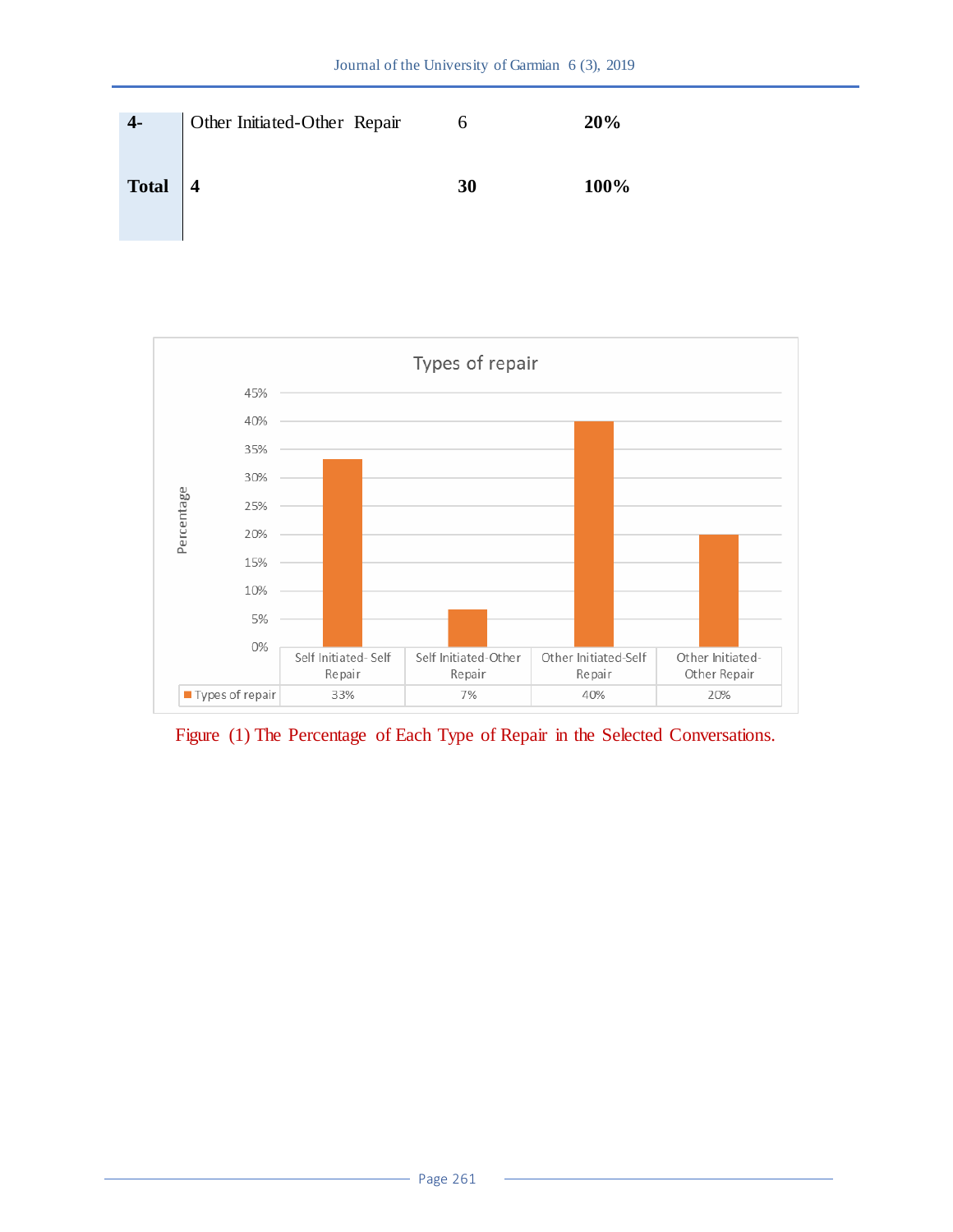| | | | |
|---|---|---|---|
| **4-** | Other Initiated-Other Repair | 6 | **20%** |
| **Total** | **4** | **30** | **100%** |

Types of repair

Percentage

45%
40%
35%
30%
25%
20%
15%
10%
5%
0%

Self Initiated- Self Repair
Self Initiated-Other Repair
Other Initiated-Self Repair
Other Initiated-Other Repair

Types of repair
33%
7%
40%
20%

Figure (1) The Percentage of Each Type of Repair in the Selected Conversations.